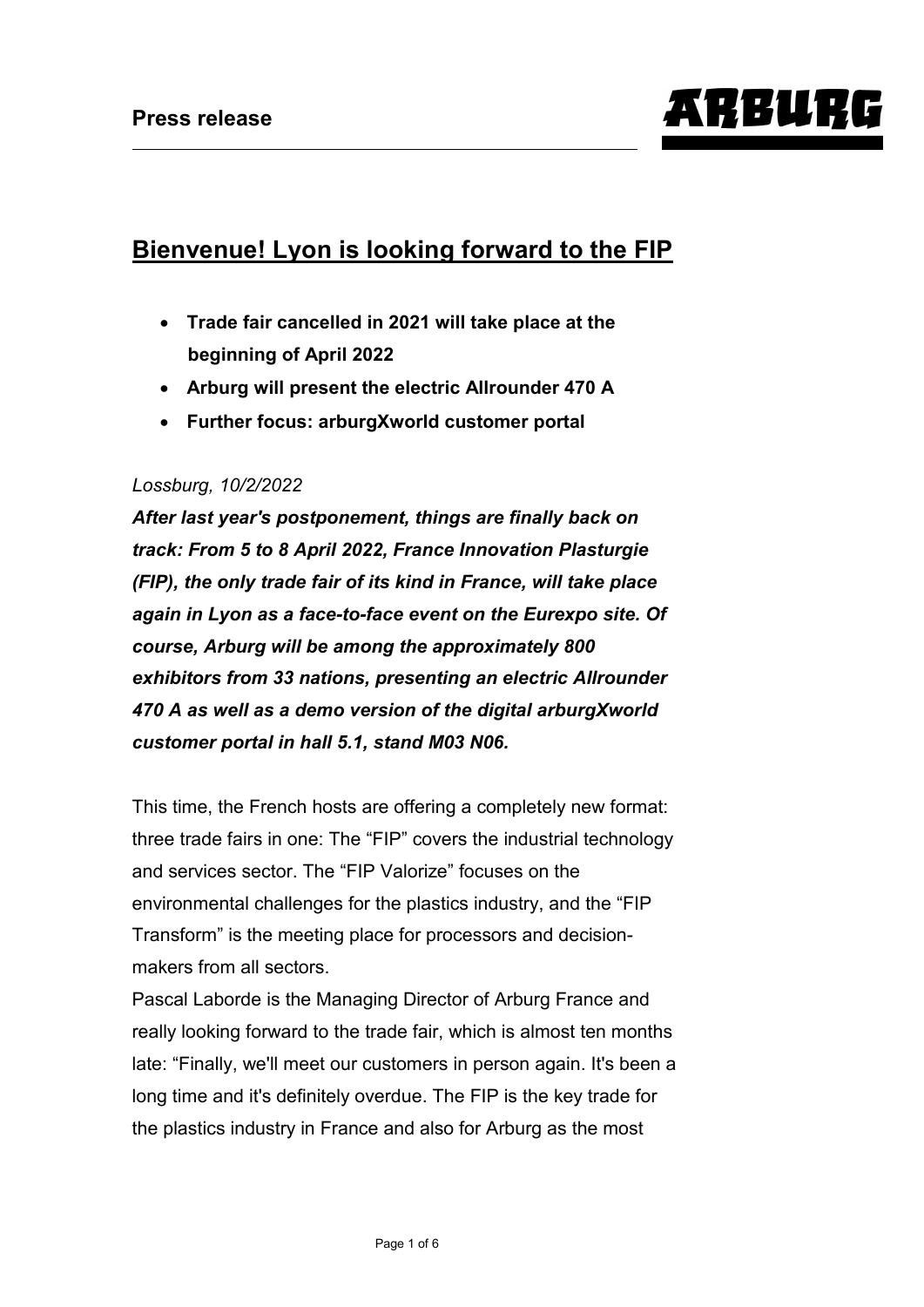**Press release**

# Bienvenue! Lyon is looking forward to the FIP

- **Trade fair cancelled in 2021 will take place at the beginning of April 2022**
- **Arburg will present the electric Allrounder 470 A**
- **Further focus: arburgXworld customer portal**

*Lossburg, 10/2/2022*

***After last year's postponement, things are finally back on track: From 5 to 8 April 2022, France Innovation Plasturgie (FIP), the only trade fair of its kind in France, will take place again in Lyon as a face-to-face event on the Eurexpo site. Of course, Arburg will be among the approximately 800 exhibitors from 33 nations, presenting an electric Allrounder 470 A as well as a demo version of the digital arburgXworld customer portal in hall 5.1, stand M03 N06.***

This time, the French hosts are offering a completely new format: three trade fairs in one: The “FIP” covers the industrial technology and services sector. The “FIP Valorize” focuses on the environmental challenges for the plastics industry, and the “FIP Transform” is the meeting place for processors and decision-makers from all sectors.

Pascal Laborde is the Managing Director of Arburg France and really looking forward to the trade fair, which is almost ten months late: “Finally, we'll meet our customers in person again. It's been a long time and it's definitely overdue. The FIP is the key trade for the plastics industry in France and also for Arburg as the most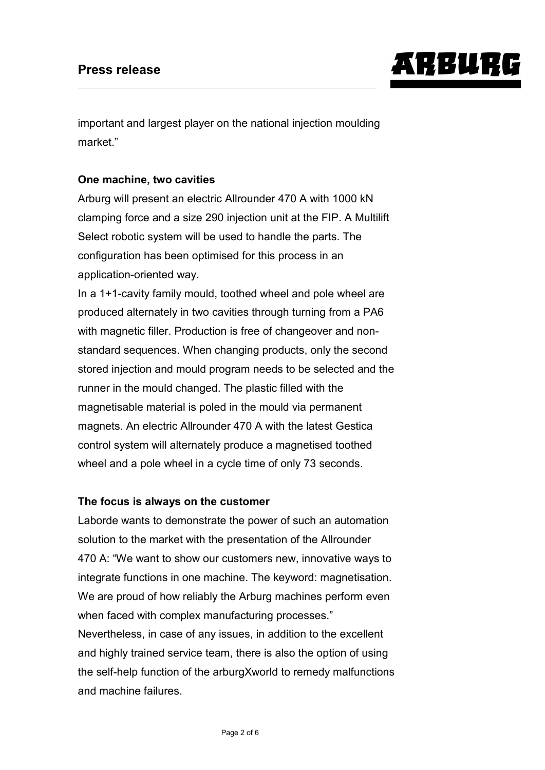important and largest player on the national injection moulding market."

**One machine, two cavities**

Arburg will present an electric Allrounder 470 A with 1000 kN clamping force and a size 290 injection unit at the FIP. A Multilift Select robotic system will be used to handle the parts. The configuration has been optimised for this process in an application-oriented way.

In a 1+1-cavity family mould, toothed wheel and pole wheel are produced alternately in two cavities through turning from a PA6 with magnetic filler. Production is free of changeover and non-standard sequences. When changing products, only the second stored injection and mould program needs to be selected and the runner in the mould changed. The plastic filled with the magnetisable material is poled in the mould via permanent magnets. An electric Allrounder 470 A with the latest Gestica control system will alternately produce a magnetised toothed wheel and a pole wheel in a cycle time of only 73 seconds.

**The focus is always on the customer**

Laborde wants to demonstrate the power of such an automation solution to the market with the presentation of the Allrounder 470 A: "We want to show our customers new, innovative ways to integrate functions in one machine. The keyword: magnetisation. We are proud of how reliably the Arburg machines perform even when faced with complex manufacturing processes."

Nevertheless, in case of any issues, in addition to the excellent and highly trained service team, there is also the option of using the self-help function of the arburgXworld to remedy malfunctions and machine failures.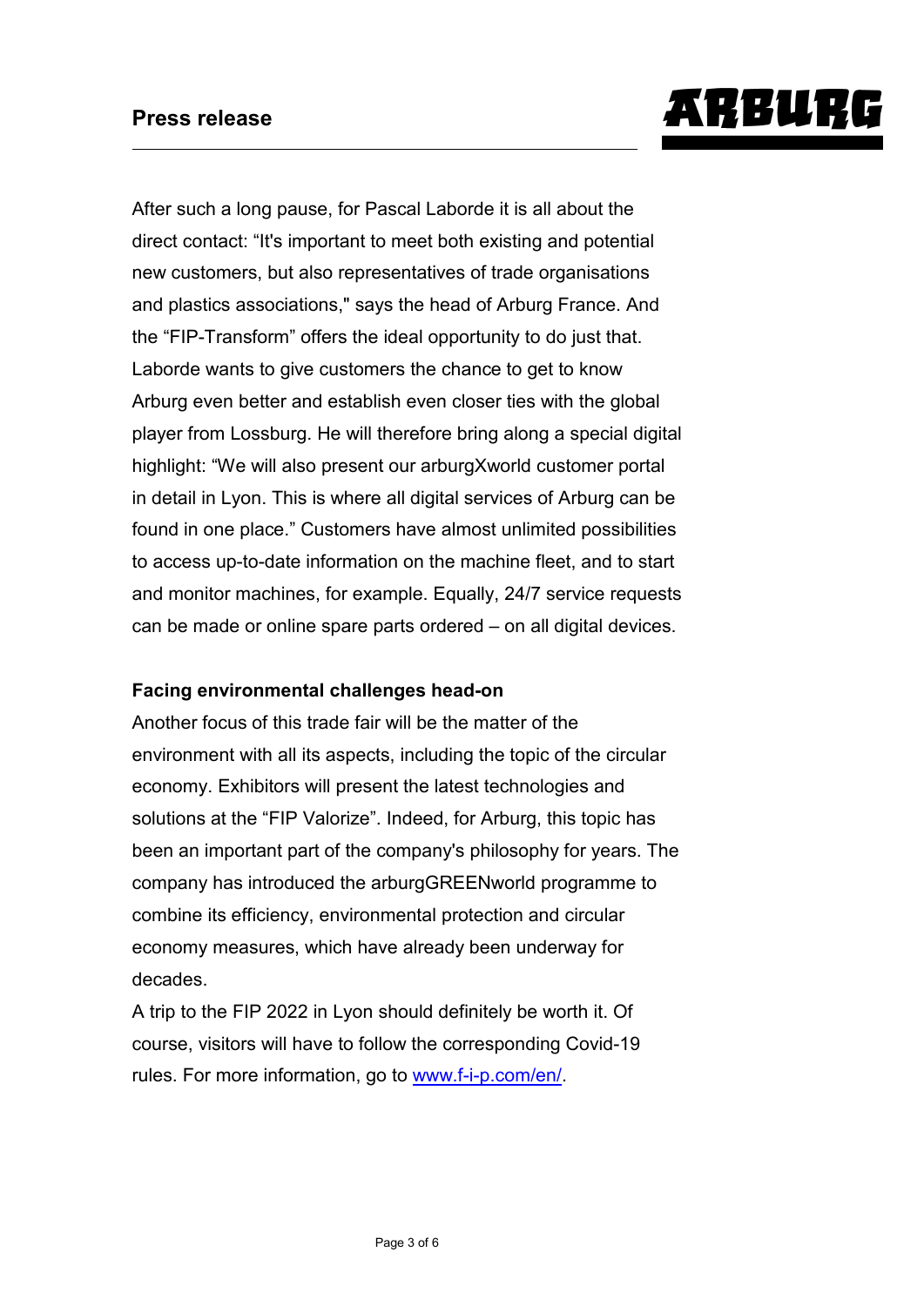After such a long pause, for Pascal Laborde it is all about the direct contact: “It's important to meet both existing and potential new customers, but also representatives of trade organisations and plastics associations," says the head of Arburg France. And the “FIP-Transform” offers the ideal opportunity to do just that. Laborde wants to give customers the chance to get to know Arburg even better and establish even closer ties with the global player from Lossburg. He will therefore bring along a special digital highlight: “We will also present our arburgXworld customer portal in detail in Lyon. This is where all digital services of Arburg can be found in one place.” Customers have almost unlimited possibilities to access up-to-date information on the machine fleet, and to start and monitor machines, for example. Equally, 24/7 service requests can be made or online spare parts ordered – on all digital devices.

**Facing environmental challenges head-on**

Another focus of this trade fair will be the matter of the environment with all its aspects, including the topic of the circular economy. Exhibitors will present the latest technologies and solutions at the “FIP Valorize”. Indeed, for Arburg, this topic has been an important part of the company's philosophy for years. The company has introduced the arburgGREENworld programme to combine its efficiency, environmental protection and circular economy measures, which have already been underway for decades.

A trip to the FIP 2022 in Lyon should definitely be worth it. Of course, visitors will have to follow the corresponding Covid-19 rules. For more information, go to [www.f-i-p.com/en/](www.f-i-p.com/en/).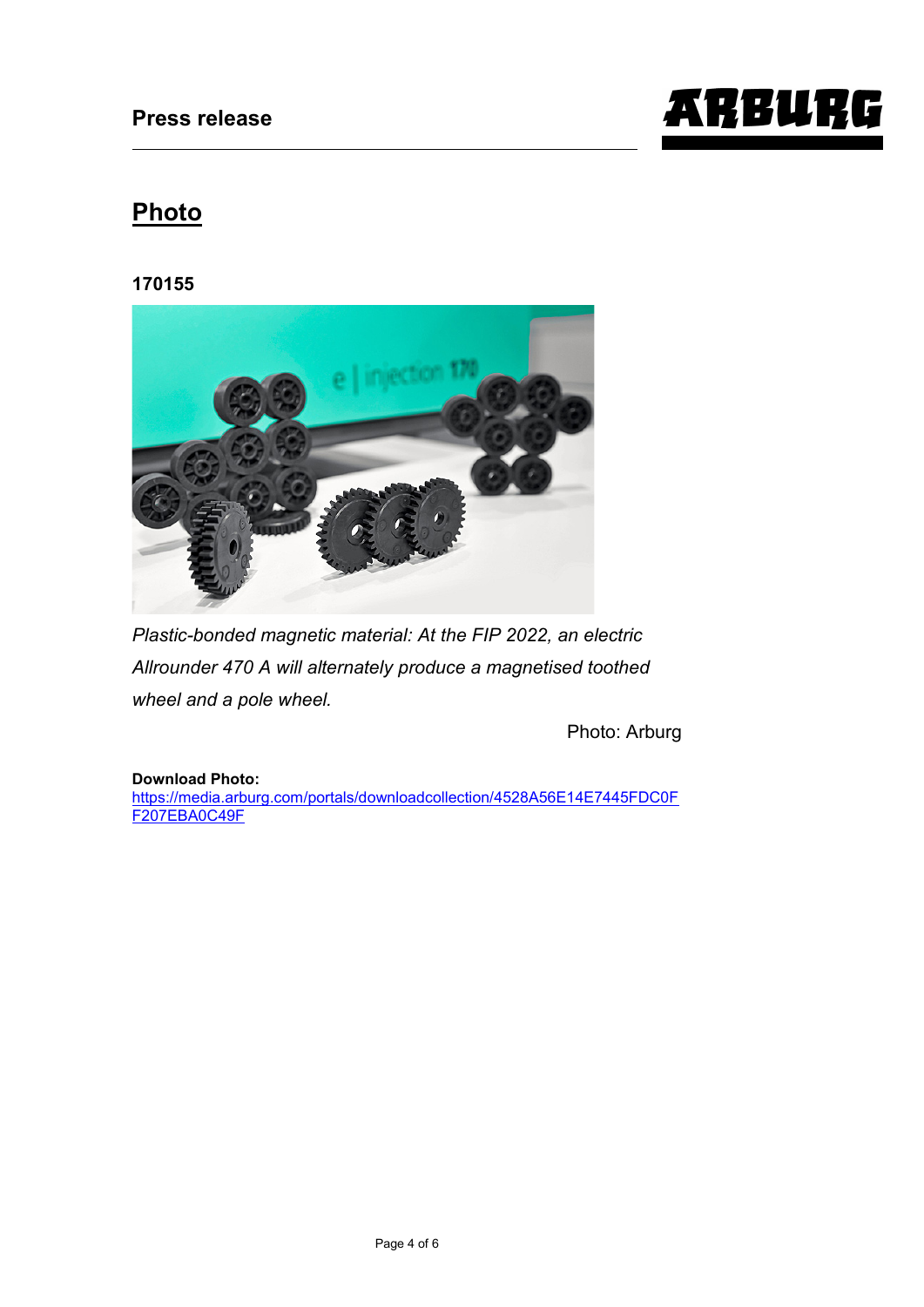## Photo

**170155**

*Plastic-bonded magnetic material: At the FIP 2022, an electric Allrounder 470 A will alternately produce a magnetised toothed wheel and a pole wheel.*

Photo: Arburg

**Download Photo:**
https://media.arburg.com/portals/downloadcollection/4528A56E14E7445FDC0FF207EBA0C49F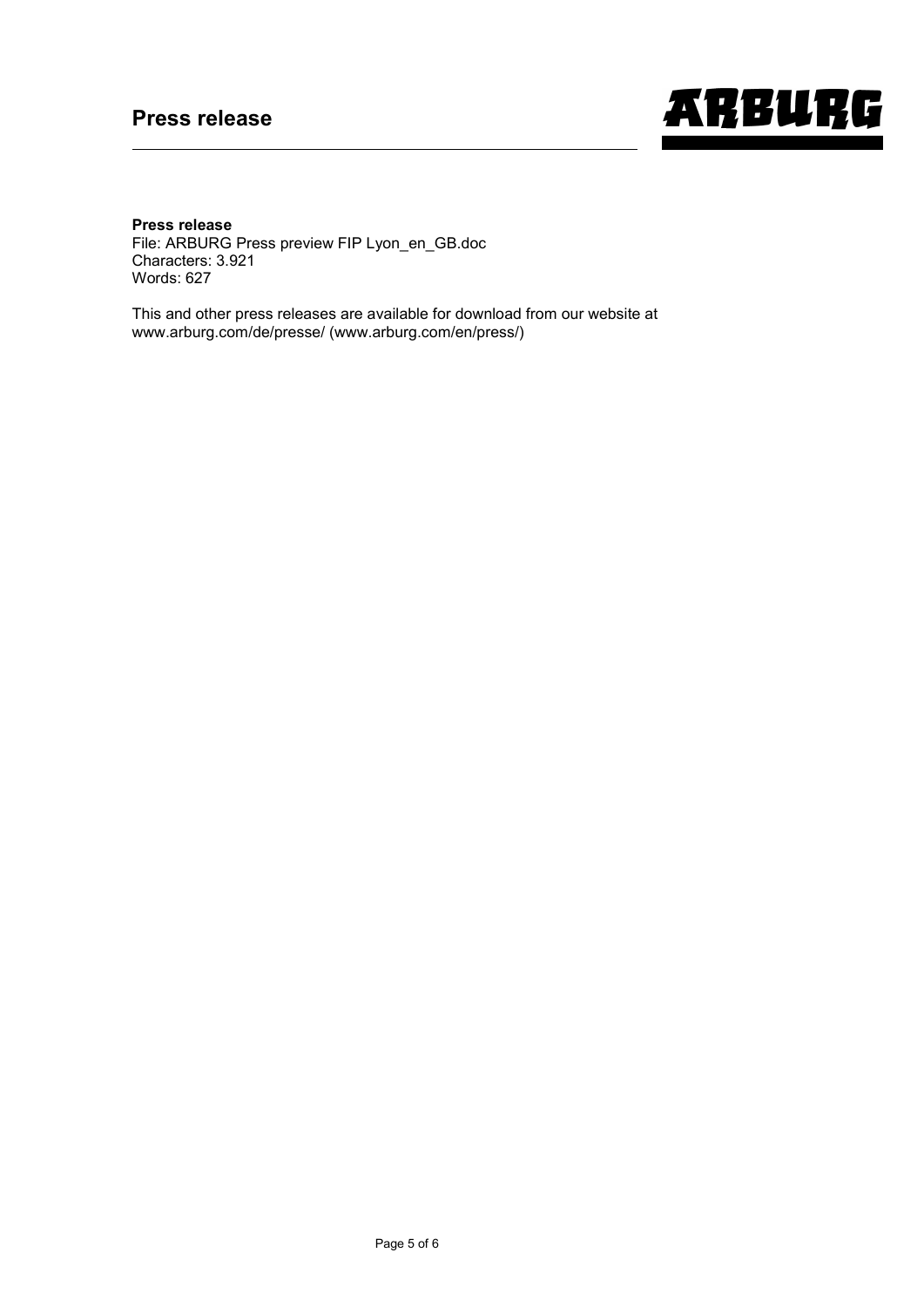**Press release**
File: ARBURG Press preview FIP Lyon_en_GB.doc
Characters: 3.921
Words: 627

This and other press releases are available for download from our website at www.arburg.com/de/presse/ (www.arburg.com/en/press/)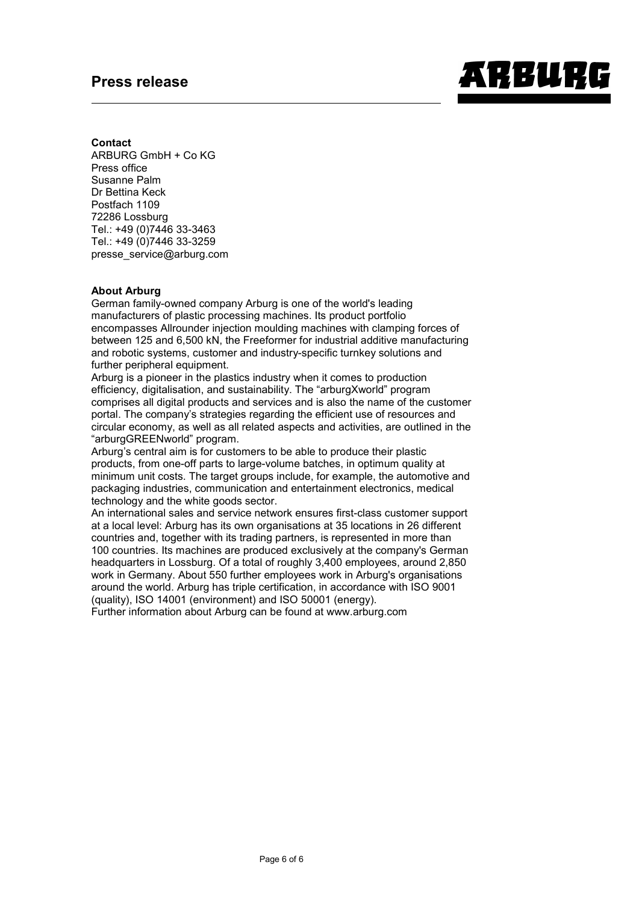**Contact**
ARBURG GmbH + Co KG
Press office
Susanne Palm
Dr Bettina Keck
Postfach 1109
72286 Lossburg
Tel.: +49 (0)7446 33-3463
Tel.: +49 (0)7446 33-3259
presse_service@arburg.com

**About Arburg**
German family-owned company Arburg is one of the world's leading manufacturers of plastic processing machines. Its product portfolio encompasses Allrounder injection moulding machines with clamping forces of between 125 and 6,500 kN, the Freeformer for industrial additive manufacturing and robotic systems, customer and industry-specific turnkey solutions and further peripheral equipment.
Arburg is a pioneer in the plastics industry when it comes to production efficiency, digitalisation, and sustainability. The “arburgXworld” program comprises all digital products and services and is also the name of the customer portal. The company’s strategies regarding the efficient use of resources and circular economy, as well as all related aspects and activities, are outlined in the “arburgGREENworld” program.
Arburg’s central aim is for customers to be able to produce their plastic products, from one-off parts to large-volume batches, in optimum quality at minimum unit costs. The target groups include, for example, the automotive and packaging industries, communication and entertainment electronics, medical technology and the white goods sector.
An international sales and service network ensures first-class customer support at a local level: Arburg has its own organisations at 35 locations in 26 different countries and, together with its trading partners, is represented in more than 100 countries. Its machines are produced exclusively at the company's German headquarters in Lossburg. Of a total of roughly 3,400 employees, around 2,850 work in Germany. About 550 further employees work in Arburg's organisations around the world. Arburg has triple certification, in accordance with ISO 9001 (quality), ISO 14001 (environment) and ISO 50001 (energy).
Further information about Arburg can be found at www.arburg.com